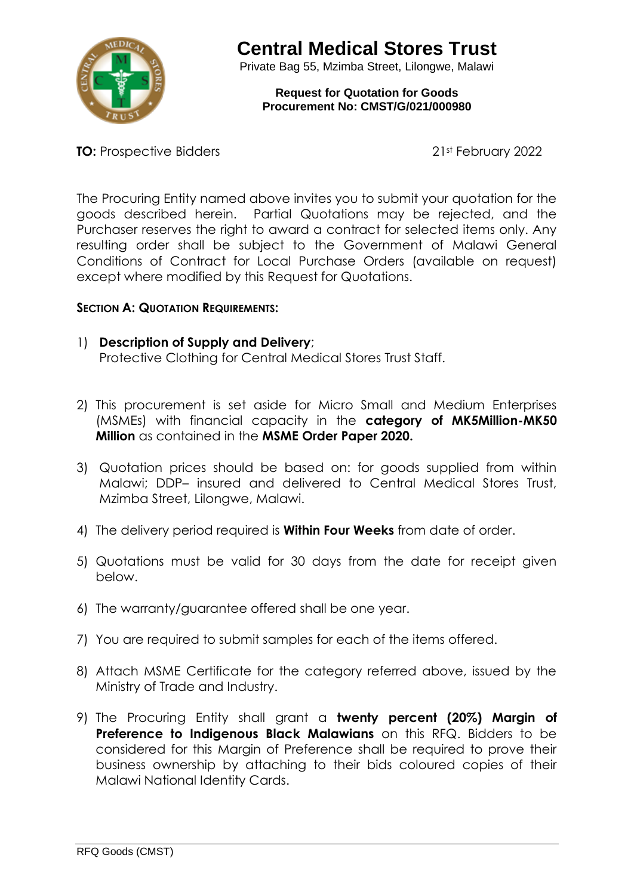# Central Medical Stores Trust

Private Bag 55, Mzimba Street, Lilongwe, Malawi

**Request for Quotation for Goods**
**Procurement No: CMST/G/021/000980**

**TO:** Prospective Bidders 21st February 2022

The Procuring Entity named above invites you to submit your quotation for the goods described herein. Partial Quotations may be rejected, and the Purchaser reserves the right to award a contract for selected items only. Any resulting order shall be subject to the Government of Malawi General Conditions of Contract for Local Purchase Orders (available on request) except where modified by this Request for Quotations.

### SECTION A: QUOTATION REQUIREMENTS:

1) **Description of Supply and Delivery**;
   Protective Clothing for Central Medical Stores Trust Staff.

2) This procurement is set aside for Micro Small and Medium Enterprises (MSMEs) with financial capacity in the **category of MK5Million-MK50 Million** as contained in the **MSME Order Paper 2020.**

3) Quotation prices should be based on: for goods supplied from within Malawi; DDP– insured and delivered to Central Medical Stores Trust, Mzimba Street, Lilongwe, Malawi.

4) The delivery period required is **Within Four Weeks** from date of order.

5) Quotations must be valid for 30 days from the date for receipt given below.

6) The warranty/guarantee offered shall be one year.

7) You are required to submit samples for each of the items offered.

8) Attach MSME Certificate for the category referred above, issued by the Ministry of Trade and Industry.

9) The Procuring Entity shall grant a **twenty percent (20%) Margin of Preference to Indigenous Black Malawians** on this RFQ. Bidders to be considered for this Margin of Preference shall be required to prove their business ownership by attaching to their bids coloured copies of their Malawi National Identity Cards.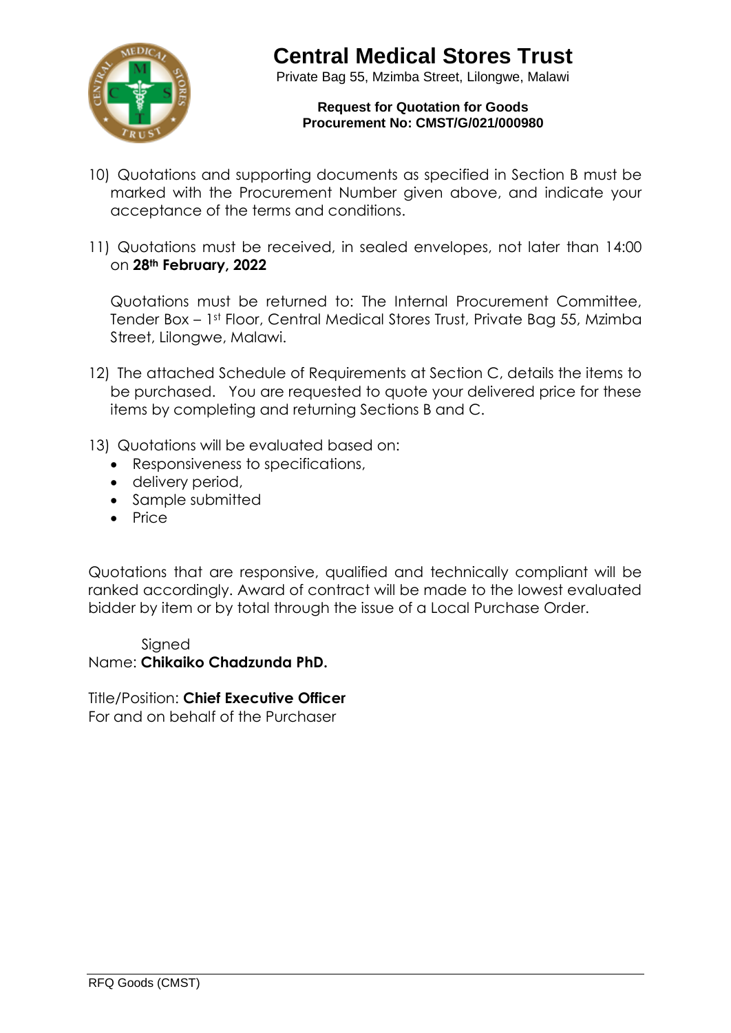# Central Medical Stores Trust

Private Bag 55, Mzimba Street, Lilongwe, Malawi

**Request for Quotation for Goods**
**Procurement No: CMST/G/021/000980**

10) Quotations and supporting documents as specified in Section B must be marked with the Procurement Number given above, and indicate your acceptance of the terms and conditions.

11) Quotations must be received, in sealed envelopes, not later than 14:00 on **28th February, 2022**

    Quotations must be returned to: The Internal Procurement Committee, Tender Box – 1st Floor, Central Medical Stores Trust, Private Bag 55, Mzimba Street, Lilongwe, Malawi.

12) The attached Schedule of Requirements at Section C, details the items to be purchased. You are requested to quote your delivered price for these items by completing and returning Sections B and C.

13) Quotations will be evaluated based on:
    - Responsiveness to specifications,
    - delivery period,
    - Sample submitted
    - Price

Quotations that are responsive, qualified and technically compliant will be ranked accordingly. Award of contract will be made to the lowest evaluated bidder by item or by total through the issue of a Local Purchase Order.

Signed
Name: **Chikaiko Chadzunda PhD.**

Title/Position: **Chief Executive Officer**
For and on behalf of the Purchaser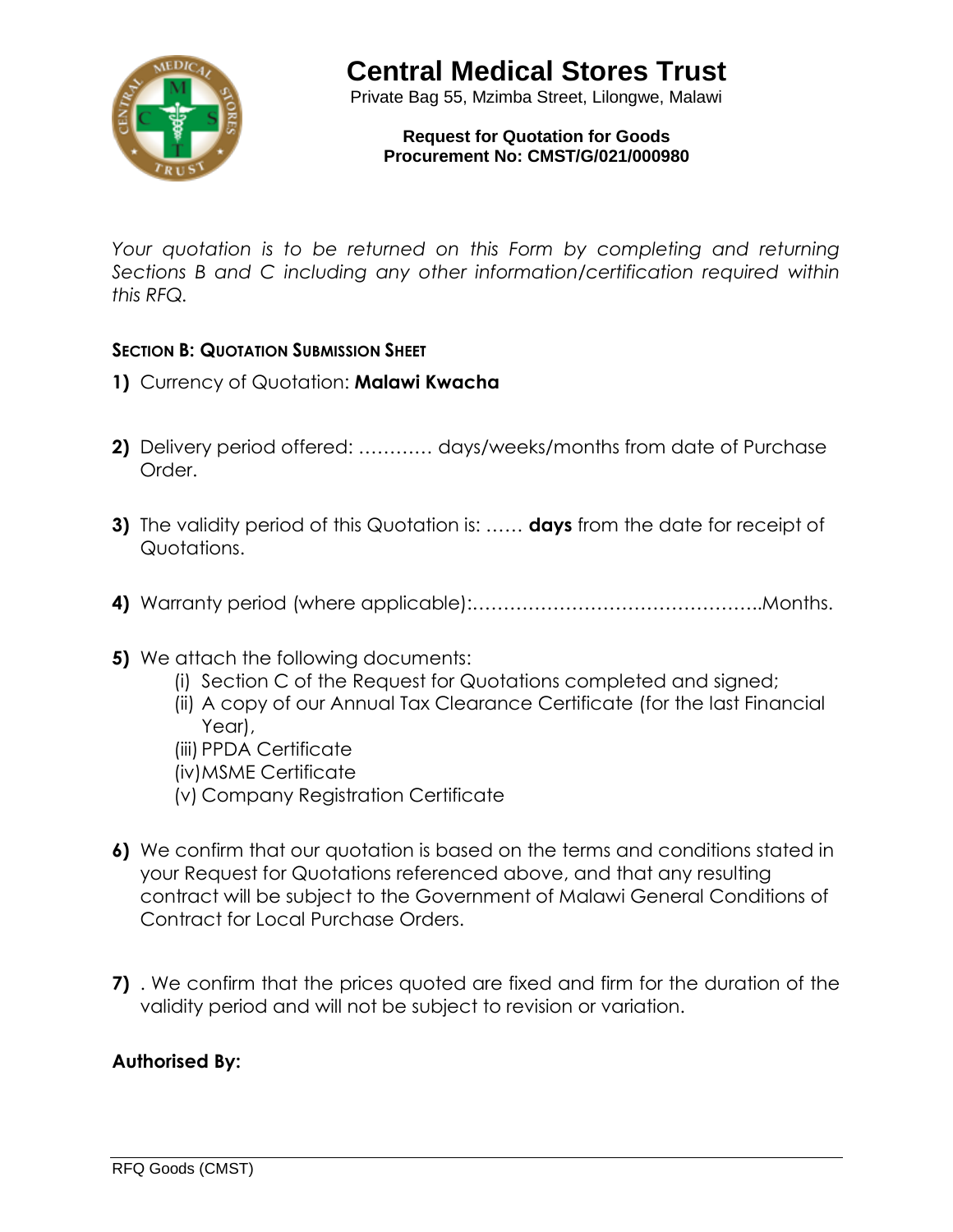# Central Medical Stores Trust

Private Bag 55, Mzimba Street, Lilongwe, Malawi

**Request for Quotation for Goods**
**Procurement No: CMST/G/021/000980**

*Your quotation is to be returned on this Form by completing and returning Sections B and C including any other information/certification required within this RFQ.*

## SECTION B: QUOTATION SUBMISSION SHEET

**1)** Currency of Quotation: **Malawi Kwacha**

**2)** Delivery period offered: ………… days/weeks/months from date of Purchase Order.

**3)** The validity period of this Quotation is: …… **days** from the date for receipt of Quotations.

**4)** Warranty period (where applicable):………………………………………..Months.

**5)** We attach the following documents:
   - (i) Section C of the Request for Quotations completed and signed;
   - (ii) A copy of our Annual Tax Clearance Certificate (for the last Financial Year),
   - (iii) PPDA Certificate
   - (iv) MSME Certificate
   - (v) Company Registration Certificate

**6)** We confirm that our quotation is based on the terms and conditions stated in your Request for Quotations referenced above, and that any resulting contract will be subject to the Government of Malawi General Conditions of Contract for Local Purchase Orders.

**7)** . We confirm that the prices quoted are fixed and firm for the duration of the validity period and will not be subject to revision or variation.

**Authorised By:**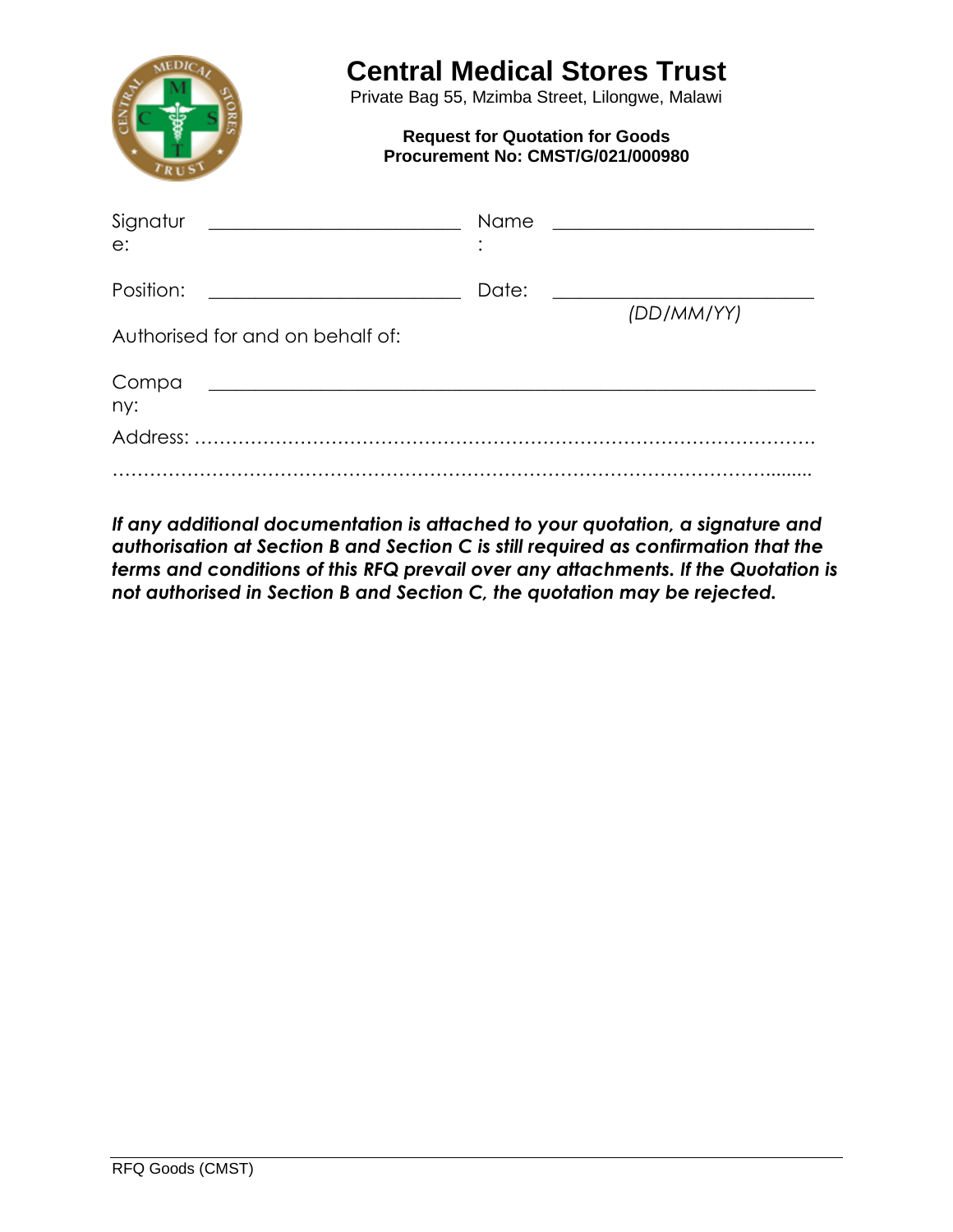# Central Medical Stores Trust

Private Bag 55, Mzimba Street, Lilongwe, Malawi

**Request for Quotation for Goods**
**Procurement No: CMST/G/021/000980**

Signature: ___________________________ Name: ___________________________

Position: ___________________________ Date: ___________________________
*(DD/MM/YY)*

Authorised for and on behalf of:

Company: _________________________________________________________________

Address: ……………………………………………………………………………………

………………………………………………………………………………………………

***If any additional documentation is attached to your quotation, a signature and authorisation at Section B and Section C is still required as confirmation that the terms and conditions of this RFQ prevail over any attachments. If the Quotation is not authorised in Section B and Section C, the quotation may be rejected.***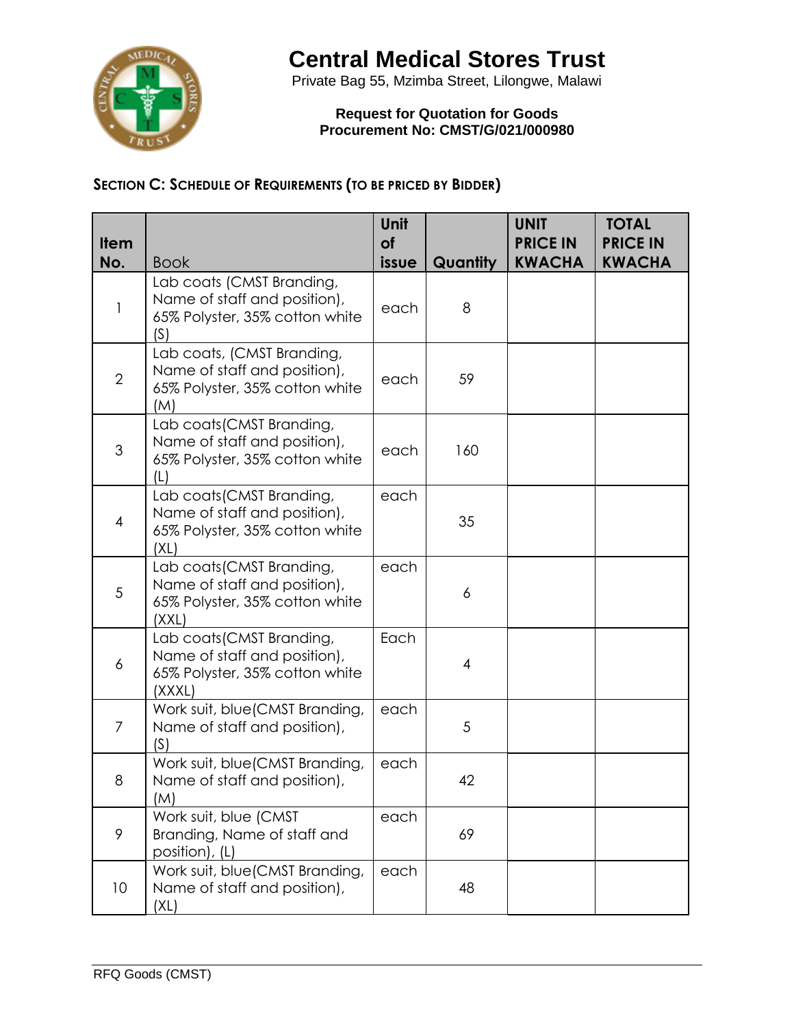# Central Medical Stores Trust

Private Bag 55, Mzimba Street, Lilongwe, Malawi

**Request for Quotation for Goods**
**Procurement No: CMST/G/021/000980**

## SECTION C: SCHEDULE OF REQUIREMENTS (TO BE PRICED BY BIDDER)

| Item No. | Book | Unit of issue | Quantity | UNIT PRICE IN KWACHA | TOTAL PRICE IN KWACHA |
|---|---|---|---|---|---|
| 1 | Lab coats (CMST Branding, Name of staff and position), 65% Polyster, 35% cotton white (S) | each | 8 | | |
| 2 | Lab coats, (CMST Branding, Name of staff and position), 65% Polyster, 35% cotton white (M) | each | 59 | | |
| 3 | Lab coats(CMST Branding, Name of staff and position), 65% Polyster, 35% cotton white (L) | each | 160 | | |
| 4 | Lab coats(CMST Branding, Name of staff and position), 65% Polyster, 35% cotton white (XL) | each | 35 | | |
| 5 | Lab coats(CMST Branding, Name of staff and position), 65% Polyster, 35% cotton white (XXL) | each | 6 | | |
| 6 | Lab coats(CMST Branding, Name of staff and position), 65% Polyster, 35% cotton white (XXXL) | Each | 4 | | |
| 7 | Work suit, blue(CMST Branding, Name of staff and position), (S) | each | 5 | | |
| 8 | Work suit, blue(CMST Branding, Name of staff and position), (M) | each | 42 | | |
| 9 | Work suit, blue (CMST Branding, Name of staff and position), (L) | each | 69 | | |
| 10 | Work suit, blue(CMST Branding, Name of staff and position), (XL) | each | 48 | | |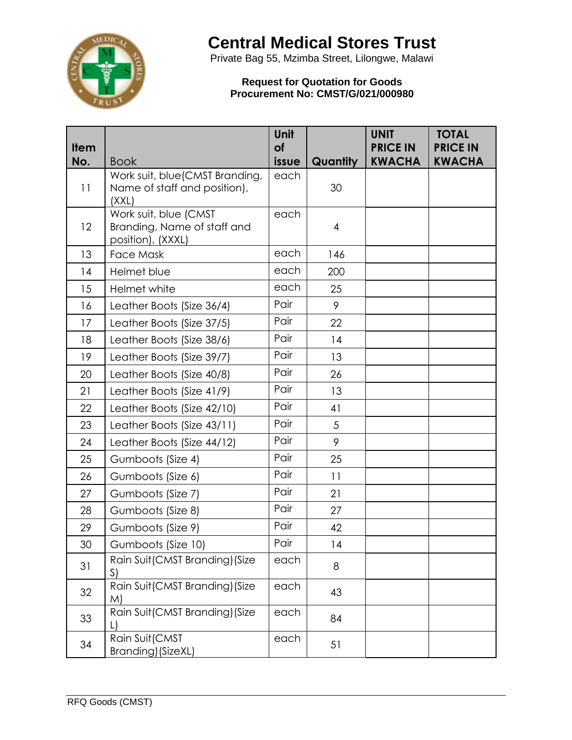# Central Medical Stores Trust

Private Bag 55, Mzimba Street, Lilongwe, Malawi

**Request for Quotation for Goods**
**Procurement No: CMST/G/021/000980**

| Item No. | Book | Unit of issue | Quantity | UNIT PRICE IN KWACHA | TOTAL PRICE IN KWACHA |
|---|---|---|---|---|---|
| 11 | Work suit, blue(CMST Branding, Name of staff and position), (XXL) | each | 30 | | |
| 12 | Work suit, blue (CMST Branding, Name of staff and position), (XXXL) | each | 4 | | |
| 13 | Face Mask | each | 146 | | |
| 14 | Helmet blue | each | 200 | | |
| 15 | Helmet white | each | 25 | | |
| 16 | Leather Boots (Size 36/4) | Pair | 9 | | |
| 17 | Leather Boots (Size 37/5) | Pair | 22 | | |
| 18 | Leather Boots (Size 38/6) | Pair | 14 | | |
| 19 | Leather Boots (Size 39/7) | Pair | 13 | | |
| 20 | Leather Boots (Size 40/8) | Pair | 26 | | |
| 21 | Leather Boots (Size 41/9) | Pair | 13 | | |
| 22 | Leather Boots (Size 42/10) | Pair | 41 | | |
| 23 | Leather Boots (Size 43/11) | Pair | 5 | | |
| 24 | Leather Boots (Size 44/12) | Pair | 9 | | |
| 25 | Gumboots (Size 4) | Pair | 25 | | |
| 26 | Gumboots (Size 6) | Pair | 11 | | |
| 27 | Gumboots (Size 7) | Pair | 21 | | |
| 28 | Gumboots (Size 8) | Pair | 27 | | |
| 29 | Gumboots (Size 9) | Pair | 42 | | |
| 30 | Gumboots (Size 10) | Pair | 14 | | |
| 31 | Rain Suit(CMST Branding)(Size S) | each | 8 | | |
| 32 | Rain Suit(CMST Branding)(Size M) | each | 43 | | |
| 33 | Rain Suit(CMST Branding)(Size L) | each | 84 | | |
| 34 | Rain Suit(CMST Branding)(SizeXL) | each | 51 | | |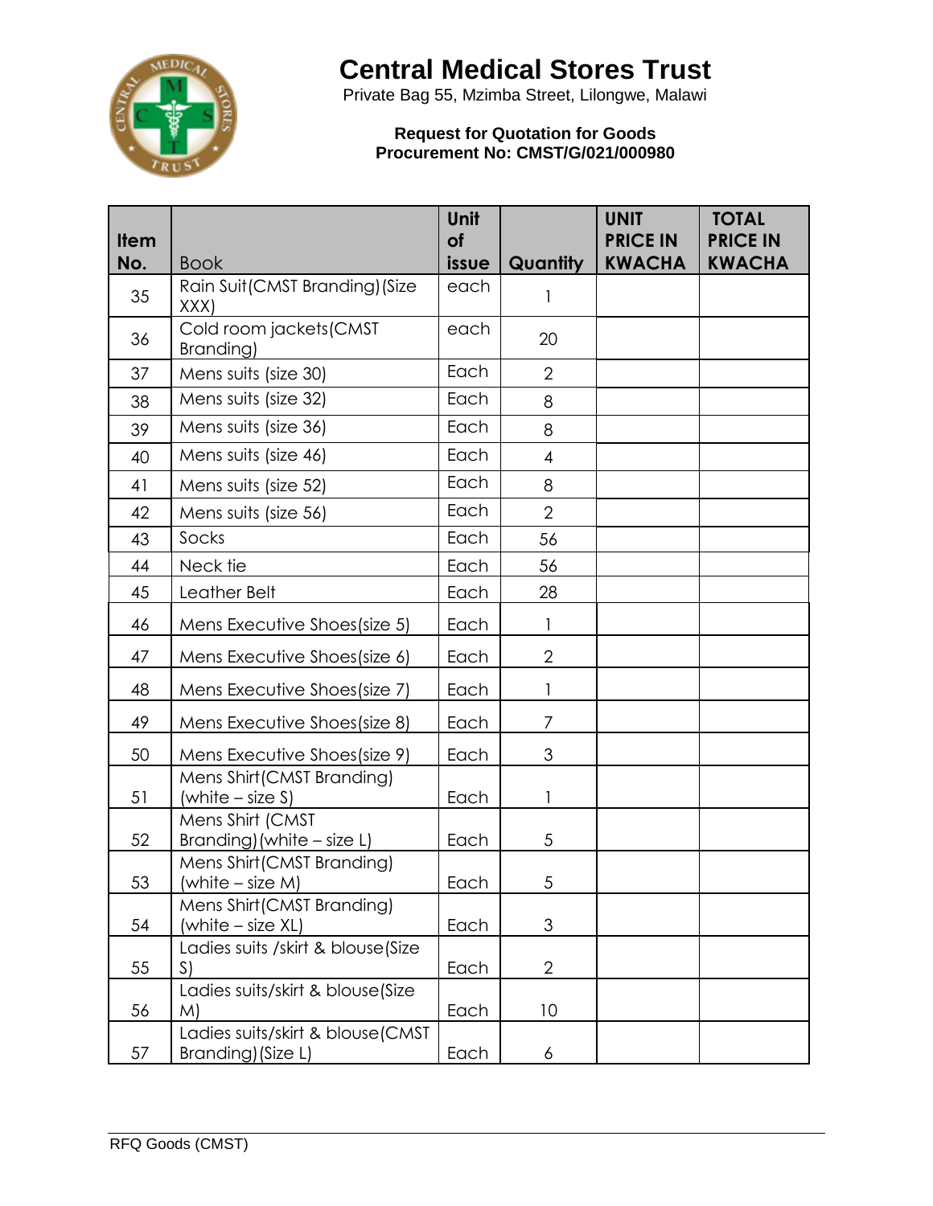# Central Medical Stores Trust

Private Bag 55, Mzimba Street, Lilongwe, Malawi

**Request for Quotation for Goods**
**Procurement No: CMST/G/021/000980**

| Item No. | Book | Unit of issue | Quantity | UNIT PRICE IN KWACHA | TOTAL PRICE IN KWACHA |
|---|---|---|---|---|---|
| 35 | Rain Suit(CMST Branding)(Size XXX) | each | 1 | | |
| 36 | Cold room jackets(CMST Branding) | each | 20 | | |
| 37 | Mens suits (size 30) | Each | 2 | | |
| 38 | Mens suits (size 32) | Each | 8 | | |
| 39 | Mens suits (size 36) | Each | 8 | | |
| 40 | Mens suits (size 46) | Each | 4 | | |
| 41 | Mens suits (size 52) | Each | 8 | | |
| 42 | Mens suits (size 56) | Each | 2 | | |
| 43 | Socks | Each | 56 | | |
| 44 | Neck tie | Each | 56 | | |
| 45 | Leather Belt | Each | 28 | | |
| 46 | Mens Executive Shoes(size 5) | Each | 1 | | |
| 47 | Mens Executive Shoes(size 6) | Each | 2 | | |
| 48 | Mens Executive Shoes(size 7) | Each | 1 | | |
| 49 | Mens Executive Shoes(size 8) | Each | 7 | | |
| 50 | Mens Executive Shoes(size 9) | Each | 3 | | |
| 51 | Mens Shirt(CMST Branding) (white – size S) | Each | 1 | | |
| 52 | Mens Shirt (CMST Branding)(white – size L) | Each | 5 | | |
| 53 | Mens Shirt(CMST Branding) (white – size M) | Each | 5 | | |
| 54 | Mens Shirt(CMST Branding) (white – size XL) | Each | 3 | | |
| 55 | Ladies suits /skirt & blouse(Size S) | Each | 2 | | |
| 56 | Ladies suits/skirt & blouse(Size M) | Each | 10 | | |
| 57 | Ladies suits/skirt & blouse(CMST Branding)(Size L) | Each | 6 | | |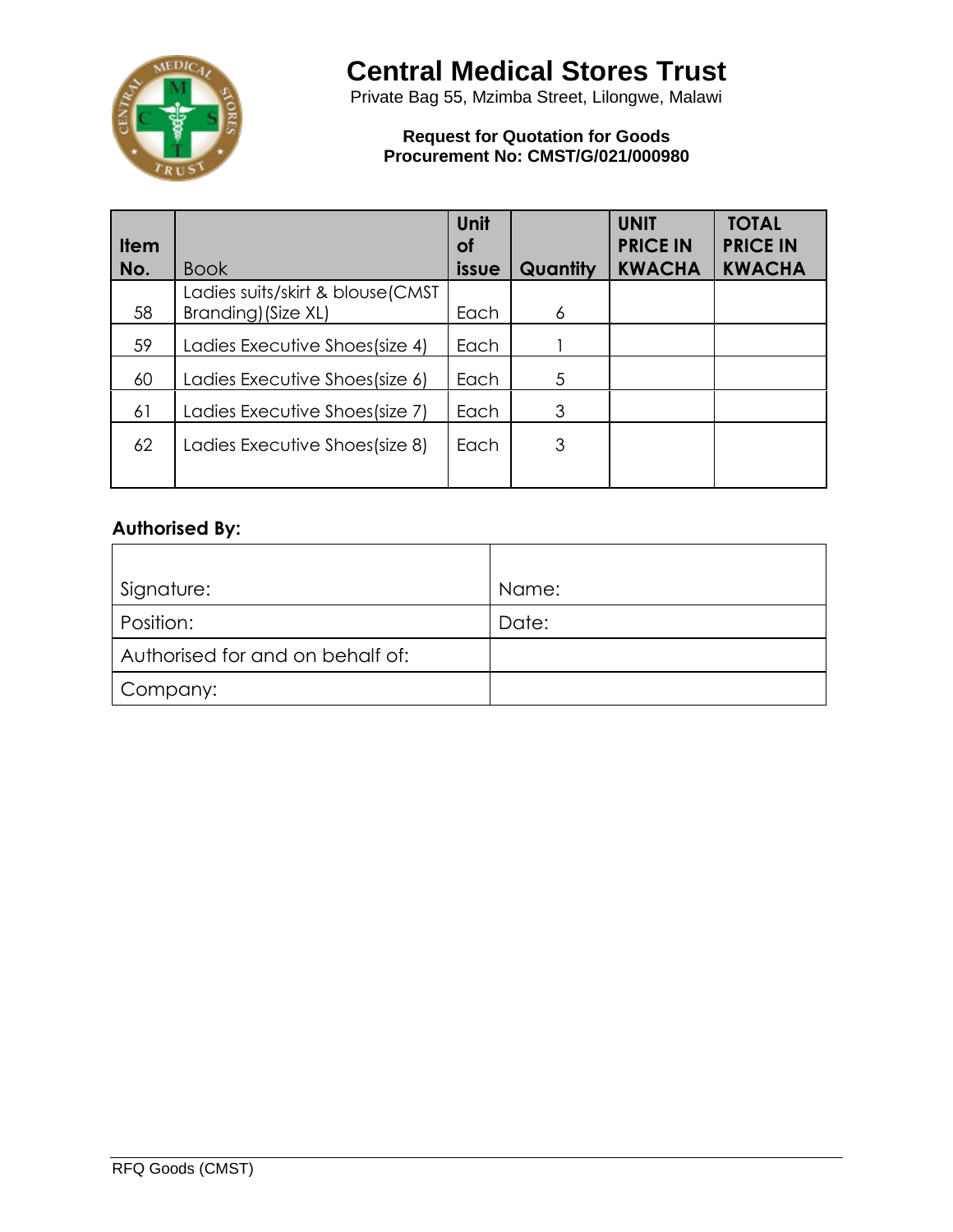# Central Medical Stores Trust

Private Bag 55, Mzimba Street, Lilongwe, Malawi

**Request for Quotation for Goods**
**Procurement No: CMST/G/021/000980**

| Item No. | Book | Unit of issue | Quantity | UNIT PRICE IN KWACHA | TOTAL PRICE IN KWACHA |
|---|---|---|---|---|---|
| 58 | Ladies suits/skirt & blouse(CMST Branding)(Size XL) | Each | 6 | | |
| 59 | Ladies Executive Shoes(size 4) | Each | 1 | | |
| 60 | Ladies Executive Shoes(size 6) | Each | 5 | | |
| 61 | Ladies Executive Shoes(size 7) | Each | 3 | | |
| 62 | Ladies Executive Shoes(size 8) | Each | 3 | | |

**Authorised By:**

| | |
|---|---|
| Signature: | Name: |
| Position: | Date: |
| Authorised for and on behalf of: | |
| Company: | |